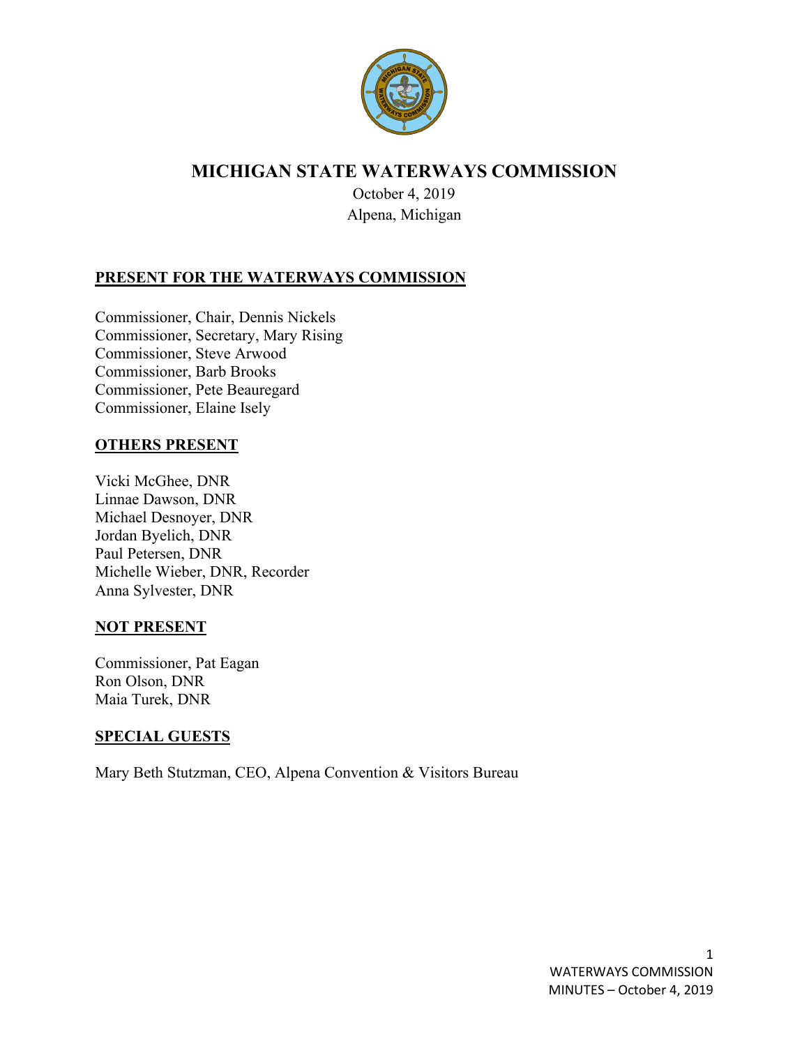# MICHIGAN STATE WATERWAYS COMMISSION

October 4, 2019
Alpena, Michigan

## PRESENT FOR THE WATERWAYS COMMISSION

Commissioner, Chair, Dennis Nickels
Commissioner, Secretary, Mary Rising
Commissioner, Steve Arwood
Commissioner, Barb Brooks
Commissioner, Pete Beauregard
Commissioner, Elaine Isely

## OTHERS PRESENT

Vicki McGhee, DNR
Linnae Dawson, DNR
Michael Desnoyer, DNR
Jordan Byelich, DNR
Paul Petersen, DNR
Michelle Wieber, DNR, Recorder
Anna Sylvester, DNR

## NOT PRESENT

Commissioner, Pat Eagan
Ron Olson, DNR
Maia Turek, DNR

## SPECIAL GUESTS

Mary Beth Stutzman, CEO, Alpena Convention & Visitors Bureau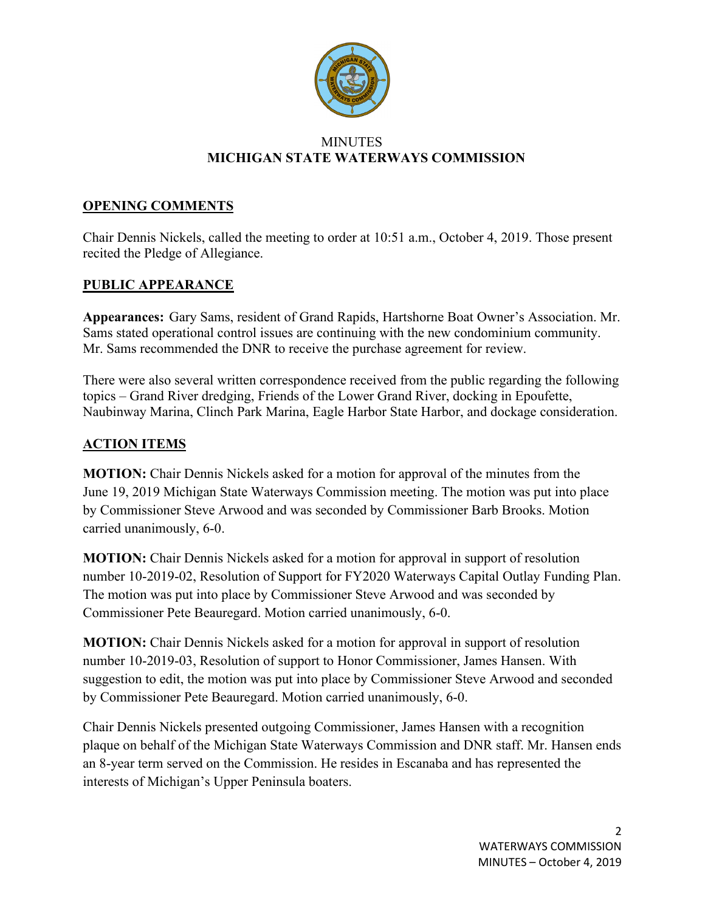MINUTES
**MICHIGAN STATE WATERWAYS COMMISSION**

## OPENING COMMENTS

Chair Dennis Nickels, called the meeting to order at 10:51 a.m., October 4, 2019. Those present recited the Pledge of Allegiance.

## PUBLIC APPEARANCE

**Appearances:** Gary Sams, resident of Grand Rapids, Hartshorne Boat Owner's Association. Mr. Sams stated operational control issues are continuing with the new condominium community. Mr. Sams recommended the DNR to receive the purchase agreement for review.

There were also several written correspondence received from the public regarding the following topics – Grand River dredging, Friends of the Lower Grand River, docking in Epoufette, Naubinway Marina, Clinch Park Marina, Eagle Harbor State Harbor, and dockage consideration.

## ACTION ITEMS

**MOTION:** Chair Dennis Nickels asked for a motion for approval of the minutes from the June 19, 2019 Michigan State Waterways Commission meeting. The motion was put into place by Commissioner Steve Arwood and was seconded by Commissioner Barb Brooks. Motion carried unanimously, 6-0.

**MOTION:** Chair Dennis Nickels asked for a motion for approval in support of resolution number 10-2019-02, Resolution of Support for FY2020 Waterways Capital Outlay Funding Plan. The motion was put into place by Commissioner Steve Arwood and was seconded by Commissioner Pete Beauregard. Motion carried unanimously, 6-0.

**MOTION:** Chair Dennis Nickels asked for a motion for approval in support of resolution number 10-2019-03, Resolution of support to Honor Commissioner, James Hansen. With suggestion to edit, the motion was put into place by Commissioner Steve Arwood and seconded by Commissioner Pete Beauregard. Motion carried unanimously, 6-0.

Chair Dennis Nickels presented outgoing Commissioner, James Hansen with a recognition plaque on behalf of the Michigan State Waterways Commission and DNR staff. Mr. Hansen ends an 8-year term served on the Commission. He resides in Escanaba and has represented the interests of Michigan's Upper Peninsula boaters.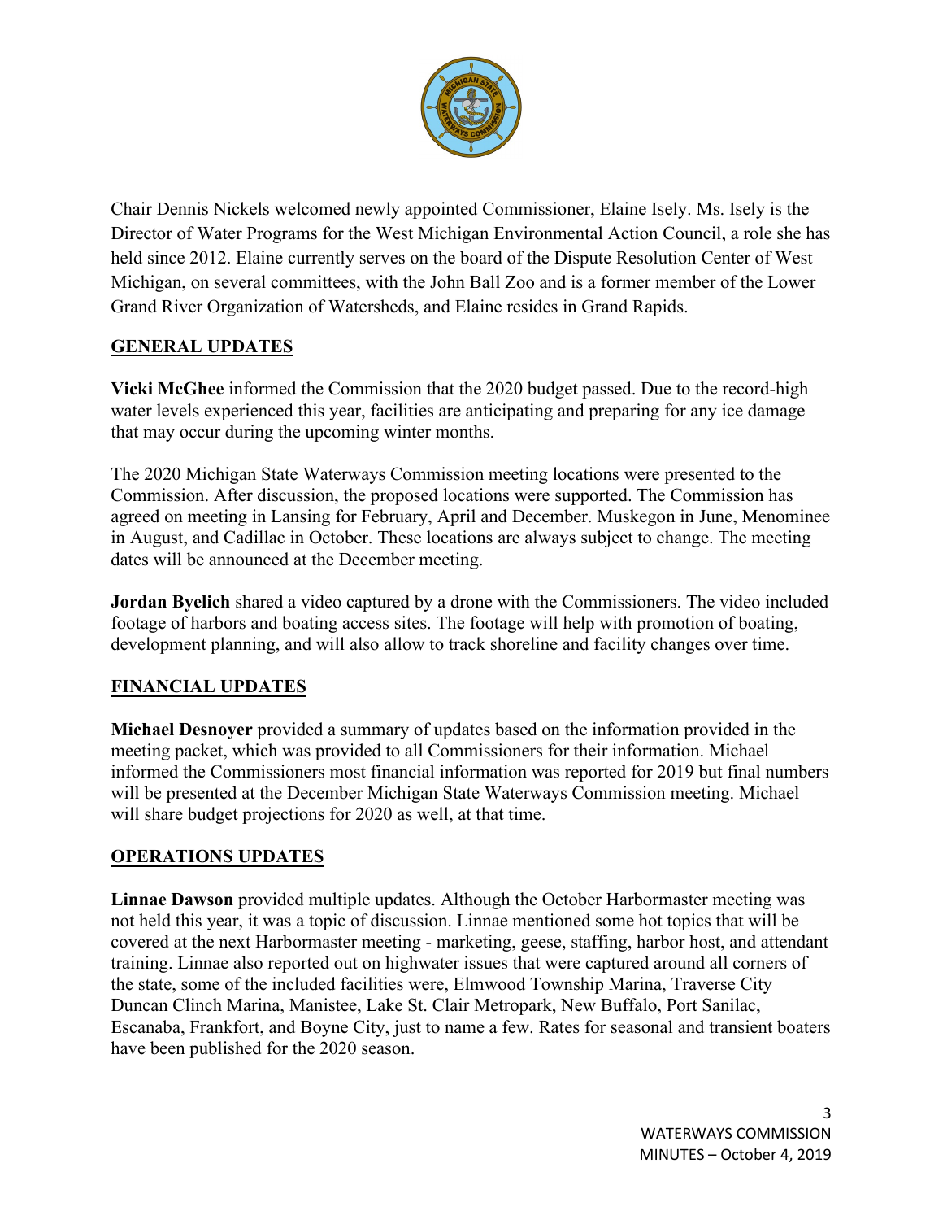Chair Dennis Nickels welcomed newly appointed Commissioner, Elaine Isely. Ms. Isely is the Director of Water Programs for the West Michigan Environmental Action Council, a role she has held since 2012. Elaine currently serves on the board of the Dispute Resolution Center of West Michigan, on several committees, with the John Ball Zoo and is a former member of the Lower Grand River Organization of Watersheds, and Elaine resides in Grand Rapids.

## GENERAL UPDATES

**Vicki McGhee** informed the Commission that the 2020 budget passed. Due to the record-high water levels experienced this year, facilities are anticipating and preparing for any ice damage that may occur during the upcoming winter months.

The 2020 Michigan State Waterways Commission meeting locations were presented to the Commission. After discussion, the proposed locations were supported. The Commission has agreed on meeting in Lansing for February, April and December. Muskegon in June, Menominee in August, and Cadillac in October. These locations are always subject to change. The meeting dates will be announced at the December meeting.

**Jordan Byelich** shared a video captured by a drone with the Commissioners. The video included footage of harbors and boating access sites. The footage will help with promotion of boating, development planning, and will also allow to track shoreline and facility changes over time.

## FINANCIAL UPDATES

**Michael Desnoyer** provided a summary of updates based on the information provided in the meeting packet, which was provided to all Commissioners for their information. Michael informed the Commissioners most financial information was reported for 2019 but final numbers will be presented at the December Michigan State Waterways Commission meeting. Michael will share budget projections for 2020 as well, at that time.

## OPERATIONS UPDATES

**Linnae Dawson** provided multiple updates. Although the October Harbormaster meeting was not held this year, it was a topic of discussion. Linnae mentioned some hot topics that will be covered at the next Harbormaster meeting - marketing, geese, staffing, harbor host, and attendant training. Linnae also reported out on highwater issues that were captured around all corners of the state, some of the included facilities were, Elmwood Township Marina, Traverse City Duncan Clinch Marina, Manistee, Lake St. Clair Metropark, New Buffalo, Port Sanilac, Escanaba, Frankfort, and Boyne City, just to name a few. Rates for seasonal and transient boaters have been published for the 2020 season.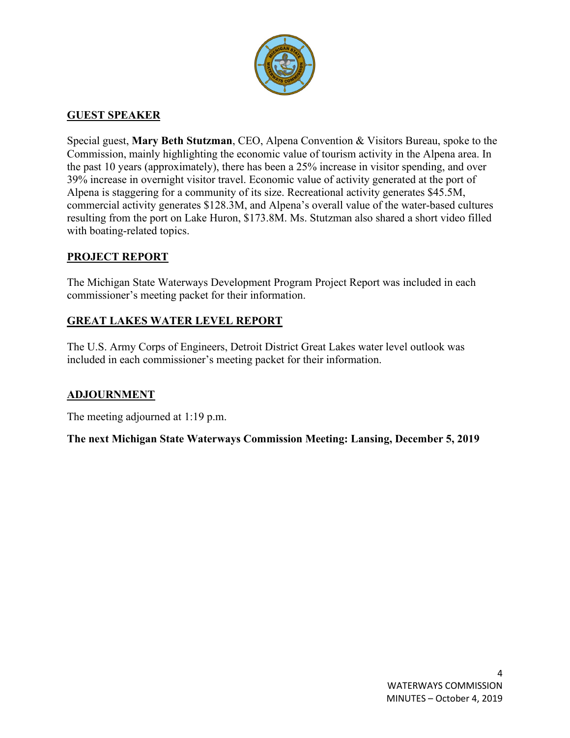## GUEST SPEAKER

Special guest, **Mary Beth Stutzman**, CEO, Alpena Convention & Visitors Bureau, spoke to the Commission, mainly highlighting the economic value of tourism activity in the Alpena area. In the past 10 years (approximately), there has been a 25% increase in visitor spending, and over 39% increase in overnight visitor travel. Economic value of activity generated at the port of Alpena is staggering for a community of its size. Recreational activity generates $45.5M, commercial activity generates $128.3M, and Alpena's overall value of the water-based cultures resulting from the port on Lake Huron, $173.8M. Ms. Stutzman also shared a short video filled with boating-related topics.

## PROJECT REPORT

The Michigan State Waterways Development Program Project Report was included in each commissioner's meeting packet for their information.

## GREAT LAKES WATER LEVEL REPORT

The U.S. Army Corps of Engineers, Detroit District Great Lakes water level outlook was included in each commissioner's meeting packet for their information.

## ADJOURNMENT

The meeting adjourned at 1:19 p.m.

**The next Michigan State Waterways Commission Meeting: Lansing, December 5, 2019**